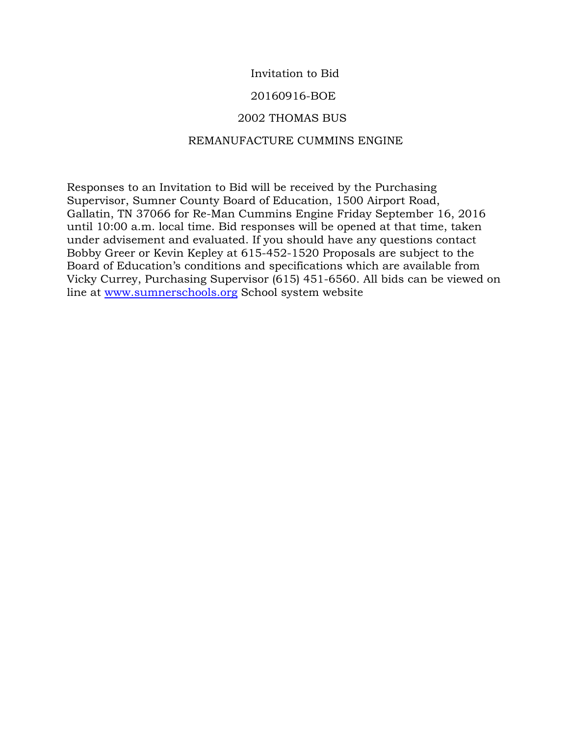# Invitation to Bid

## 20160916-BOE

## 2002 THOMAS BUS

## REMANUFACTURE CUMMINS ENGINE

Responses to an Invitation to Bid will be received by the Purchasing Supervisor, Sumner County Board of Education, 1500 Airport Road, Gallatin, TN 37066 for Re-Man Cummins Engine Friday September 16, 2016 until 10:00 a.m. local time. Bid responses will be opened at that time, taken under advisement and evaluated. If you should have any questions contact Bobby Greer or Kevin Kepley at 615-452-1520 Proposals are subject to the Board of Education's conditions and specifications which are available from Vicky Currey, Purchasing Supervisor (615) 451-6560. All bids can be viewed on line at [www.sumnerschools.org](http://www.sumnerschools.org) School system website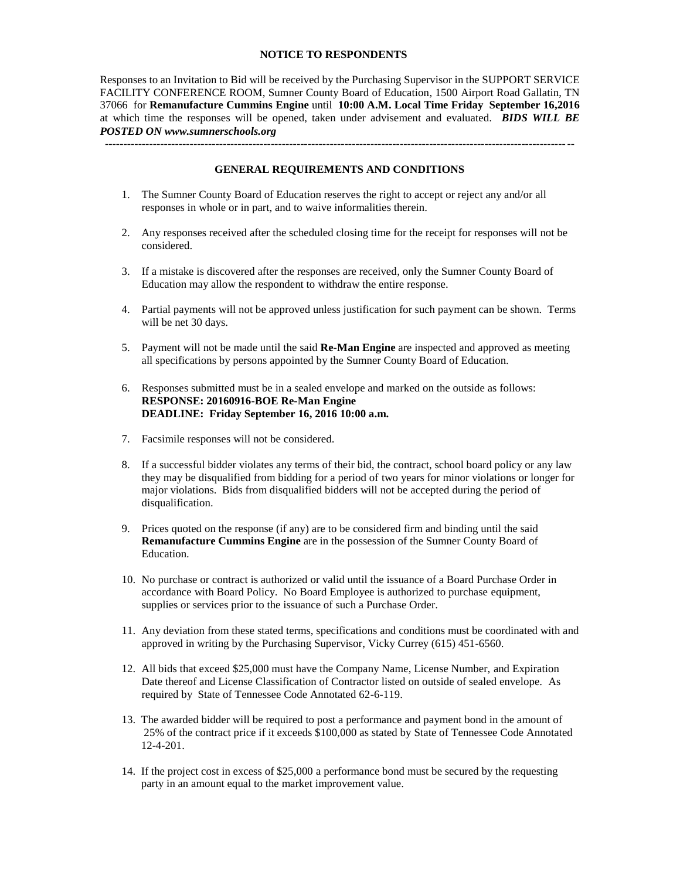## NOTICE TO RESPONDENTS

Responses to an Invitation to Bid will be received by the Purchasing Supervisor in the SUPPORT SERVICE FACILITY CONFERENCE ROOM, Sumner County Board of Education, 1500 Airport Road Gallatin, TN 37066 for **Remanufacture Cummins Engine** until **10:00 A.M. Local Time Friday September 16,2016** at which time the responses will be opened, taken under advisement and evaluated. ***BIDS WILL BE POSTED ON www.sumnerschools.org***

---

## GENERAL REQUIREMENTS AND CONDITIONS

1. The Sumner County Board of Education reserves the right to accept or reject any and/or all responses in whole or in part, and to waive informalities therein.

2. Any responses received after the scheduled closing time for the receipt for responses will not be considered.

3. If a mistake is discovered after the responses are received, only the Sumner County Board of Education may allow the respondent to withdraw the entire response.

4. Partial payments will not be approved unless justification for such payment can be shown. Terms will be net 30 days.

5. Payment will not be made until the said **Re-Man Engine** are inspected and approved as meeting all specifications by persons appointed by the Sumner County Board of Education.

6. Responses submitted must be in a sealed envelope and marked on the outside as follows:
   **RESPONSE: 20160916-BOE Re-Man Engine**
   **DEADLINE: Friday September 16, 2016 10:00 a.m.**

7. Facsimile responses will not be considered.

8. If a successful bidder violates any terms of their bid, the contract, school board policy or any law they may be disqualified from bidding for a period of two years for minor violations or longer for major violations. Bids from disqualified bidders will not be accepted during the period of disqualification.

9. Prices quoted on the response (if any) are to be considered firm and binding until the said **Remanufacture Cummins Engine** are in the possession of the Sumner County Board of Education.

10. No purchase or contract is authorized or valid until the issuance of a Board Purchase Order in accordance with Board Policy. No Board Employee is authorized to purchase equipment, supplies or services prior to the issuance of such a Purchase Order.

11. Any deviation from these stated terms, specifications and conditions must be coordinated with and approved in writing by the Purchasing Supervisor, Vicky Currey (615) 451-6560.

12. All bids that exceed $25,000 must have the Company Name, License Number, and Expiration Date thereof and License Classification of Contractor listed on outside of sealed envelope. As required by State of Tennessee Code Annotated 62-6-119.

13. The awarded bidder will be required to post a performance and payment bond in the amount of 25% of the contract price if it exceeds $100,000 as stated by State of Tennessee Code Annotated 12-4-201.

14. If the project cost in excess of $25,000 a performance bond must be secured by the requesting party in an amount equal to the market improvement value.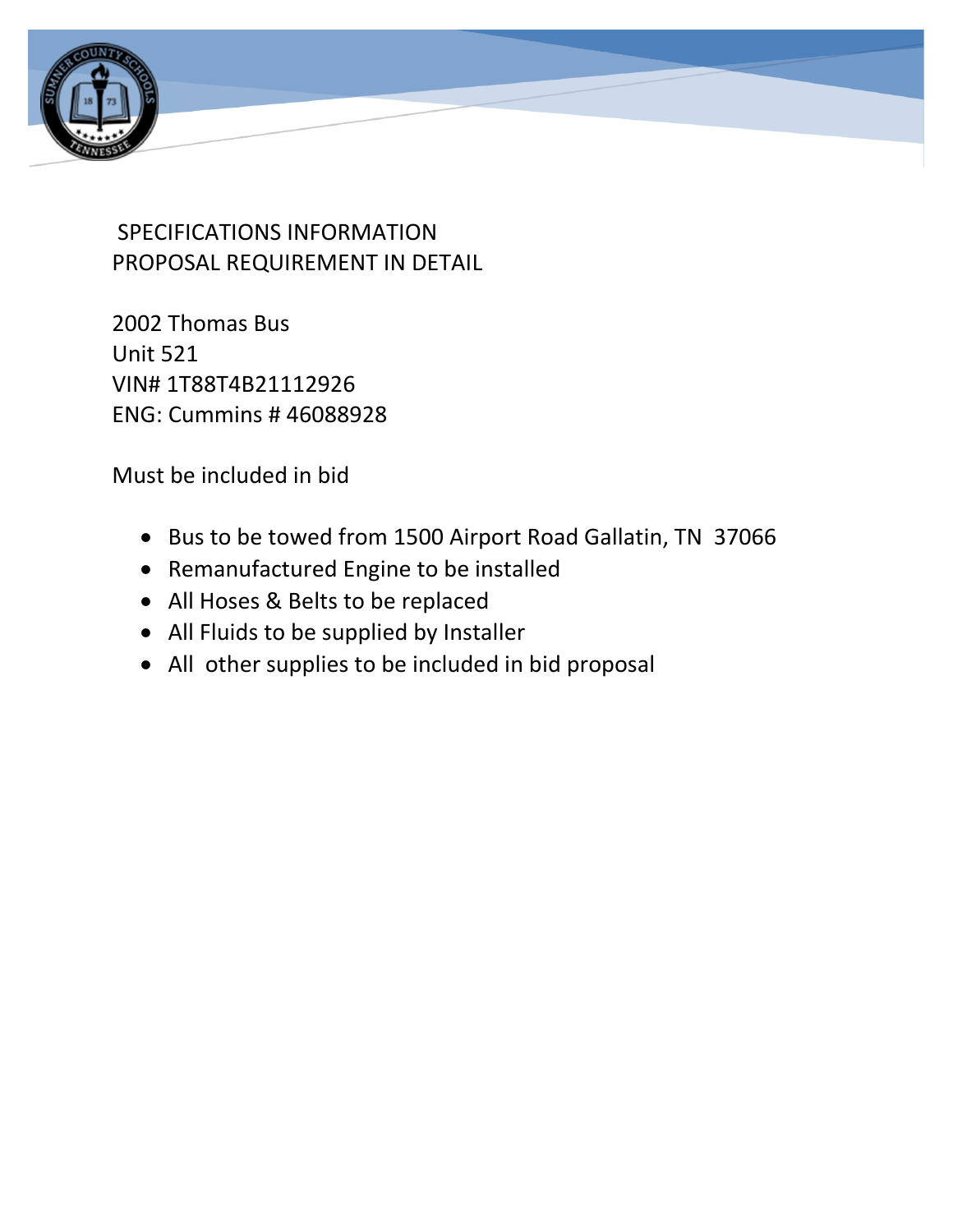SPECIFICATIONS INFORMATION
PROPOSAL REQUIREMENT IN DETAIL

2002 Thomas Bus
Unit 521
VIN# 1T88T4B21112926
ENG: Cummins # 46088928

Must be included in bid

- Bus to be towed from 1500 Airport Road Gallatin, TN 37066
- Remanufactured Engine to be installed
- All Hoses & Belts to be replaced
- All Fluids to be supplied by Installer
- All other supplies to be included in bid proposal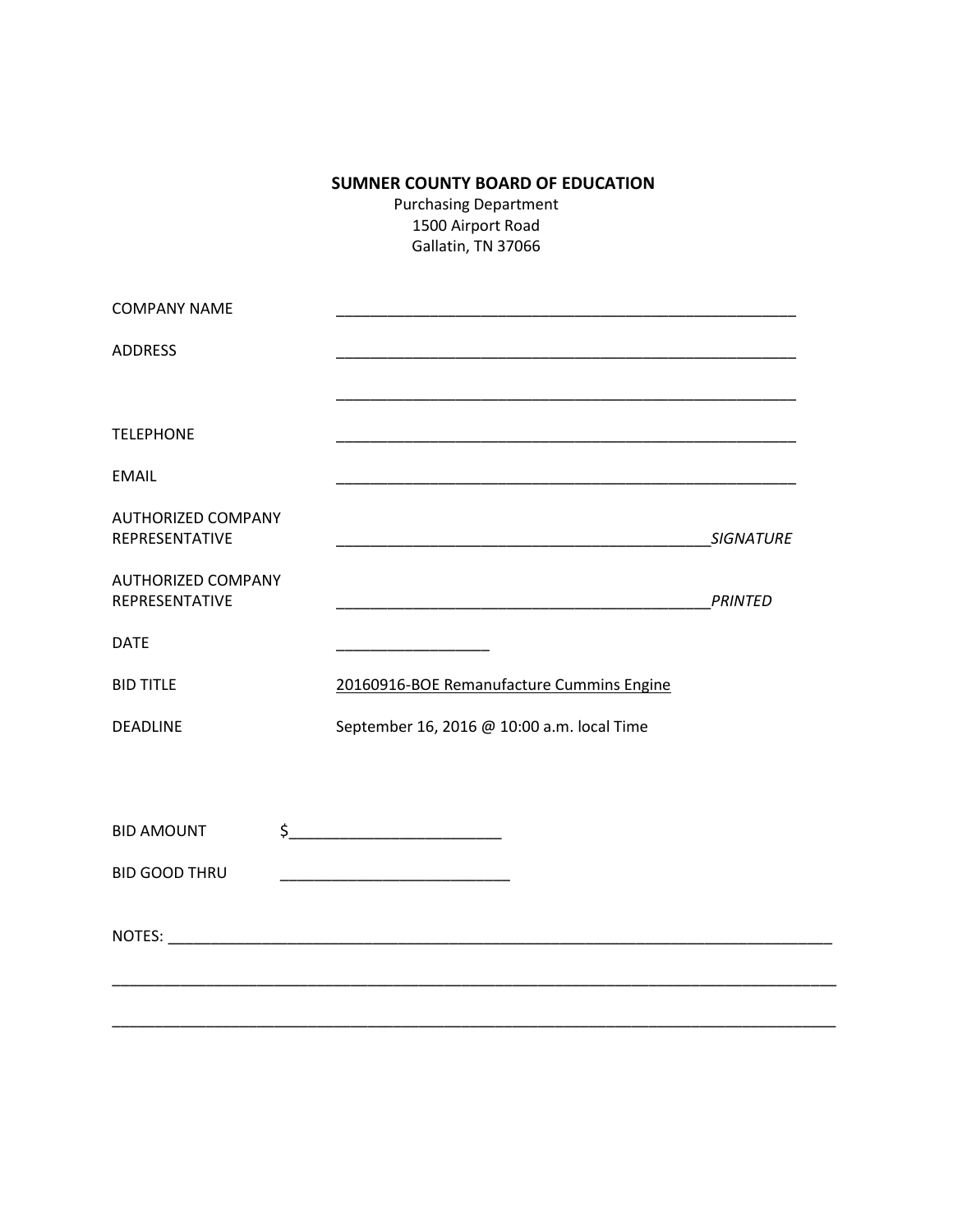**SUMNER COUNTY BOARD OF EDUCATION**

Purchasing Department
1500 Airport Road
Gallatin, TN 37066

COMPANY NAME ________________________________________________________

ADDRESS ________________________________________________________

________________________________________________________

TELEPHONE ________________________________________________________

EMAIL ________________________________________________________

AUTHORIZED COMPANY REPRESENTATIVE ____________________________________________*SIGNATURE*

AUTHORIZED COMPANY REPRESENTATIVE ____________________________________________*PRINTED*

DATE __________________

BID TITLE 20160916-BOE Remanufacture Cummins Engine

DEADLINE September 16, 2016 @ 10:00 a.m. local Time

BID AMOUNT $_________________________

BID GOOD THRU ___________________________

NOTES: _________________________________________________________________________________

_________________________________________________________________________________________

_________________________________________________________________________________________